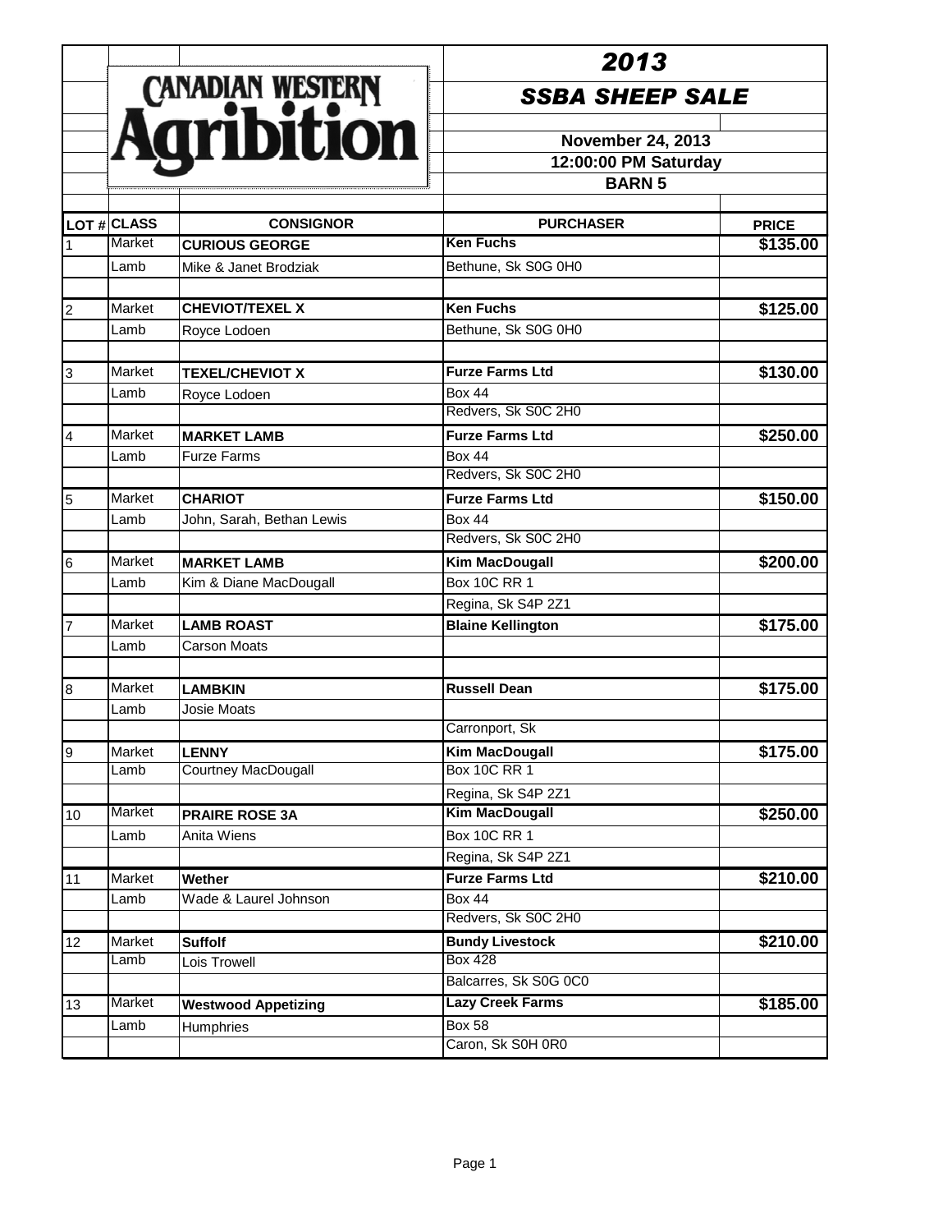# Canadian Western Agribition

## 2013

## SSBA SHEEP SALE

**November 24, 2013**

**12:00:00 PM Saturday**

**BARN 5**

| LOT # | CLASS | CONSIGNOR | PURCHASER | PRICE |
|---|---|---|---|---|
| 1 | Market | **CURIOUS GEORGE** | **Ken Fuchs** | **$135.00** |
| | Lamb | Mike & Janet Brodziak | Bethune, Sk S0G 0H0 | |
| | | | | |
| 2 | Market | **CHEVIOT/TEXEL X** | **Ken Fuchs** | **$125.00** |
| | Lamb | Royce Lodoen | Bethune, Sk S0G 0H0 | |
| | | | | |
| 3 | Market | **TEXEL/CHEVIOT X** | **Furze Farms Ltd** | **$130.00** |
| | Lamb | Royce Lodoen | Box 44 | |
| | | | Redvers, Sk S0C 2H0 | |
| 4 | Market | **MARKET LAMB** | **Furze Farms Ltd** | **$250.00** |
| | Lamb | Furze Farms | Box 44 | |
| | | | Redvers, Sk S0C 2H0 | |
| 5 | Market | **CHARIOT** | **Furze Farms Ltd** | **$150.00** |
| | Lamb | John, Sarah, Bethan Lewis | Box 44 | |
| | | | Redvers, Sk S0C 2H0 | |
| 6 | Market | **MARKET LAMB** | **Kim MacDougall** | **$200.00** |
| | Lamb | Kim & Diane MacDougall | Box 10C RR 1 | |
| | | | Regina, Sk S4P 2Z1 | |
| 7 | Market | **LAMB ROAST** | **Blaine Kellington** | **$175.00** |
| | Lamb | Carson Moats | | |
| | | | | |
| 8 | Market | **LAMBKIN** | **Russell Dean** | **$175.00** |
| | Lamb | Josie Moats | | |
| | | | Carronport, Sk | |
| 9 | Market | **LENNY** | **Kim MacDougall** | **$175.00** |
| | Lamb | Courtney MacDougall | Box 10C RR 1 | |
| | | | Regina, Sk S4P 2Z1 | |
| 10 | Market | **PRAIRE ROSE 3A** | **Kim MacDougall** | **$250.00** |
| | Lamb | Anita Wiens | Box 10C RR 1 | |
| | | | Regina, Sk S4P 2Z1 | |
| 11 | Market | **Wether** | **Furze Farms Ltd** | **$210.00** |
| | Lamb | Wade & Laurel Johnson | Box 44 | |
| | | | Redvers, Sk S0C 2H0 | |
| 12 | Market | **Suffolf** | **Bundy Livestock** | **$210.00** |
| | Lamb | Lois Trowell | Box 428 | |
| | | | Balcarres, Sk S0G 0C0 | |
| 13 | Market | **Westwood Appetizing** | **Lazy Creek Farms** | **$185.00** |
| | Lamb | Humphries | Box 58 | |
| | | | Caron, Sk S0H 0R0 | |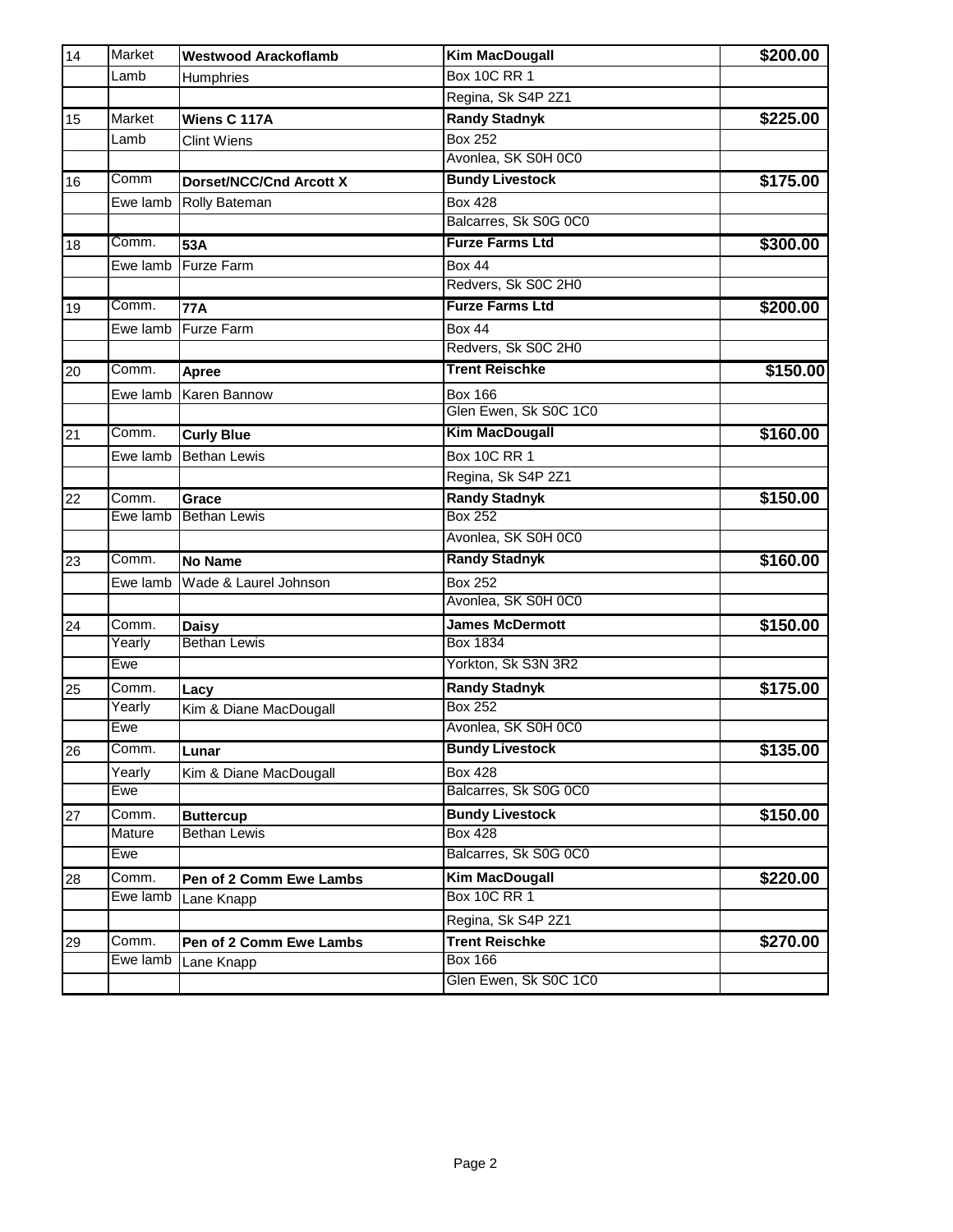| | | | | |
|---|---|---|---|---|
| 14 | Market | **Westwood Arackoflamb** | **Kim MacDougall** | **$200.00** |
| | Lamb | Humphries | Box 10C RR 1 | |
| | | | Regina, Sk S4P 2Z1 | |
| 15 | Market | **Wiens C 117A** | **Randy Stadnyk** | **$225.00** |
| | Lamb | Clint Wiens | Box 252 | |
| | | | Avonlea, SK S0H 0C0 | |
| 16 | Comm | **Dorset/NCC/Cnd Arcott X** | **Bundy Livestock** | **$175.00** |
| | Ewe lamb | Rolly Bateman | Box 428 | |
| | | | Balcarres, Sk S0G 0C0 | |
| 18 | Comm. | **53A** | **Furze Farms Ltd** | **$300.00** |
| | Ewe lamb | Furze Farm | Box 44 | |
| | | | Redvers, Sk S0C 2H0 | |
| 19 | Comm. | **77A** | **Furze Farms Ltd** | **$200.00** |
| | Ewe lamb | Furze Farm | Box 44 | |
| | | | Redvers, Sk S0C 2H0 | |
| 20 | Comm. | **Apree** | **Trent Reischke** | **$150.00** |
| | Ewe lamb | Karen Bannow | Box 166 | |
| | | | Glen Ewen, Sk S0C 1C0 | |
| 21 | Comm. | **Curly Blue** | **Kim MacDougall** | **$160.00** |
| | Ewe lamb | Bethan Lewis | Box 10C RR 1 | |
| | | | Regina, Sk S4P 2Z1 | |
| 22 | Comm. | **Grace** | **Randy Stadnyk** | **$150.00** |
| | Ewe lamb | Bethan Lewis | Box 252 | |
| | | | Avonlea, SK S0H 0C0 | |
| 23 | Comm. | **No Name** | **Randy Stadnyk** | **$160.00** |
| | Ewe lamb | Wade & Laurel Johnson | Box 252 | |
| | | | Avonlea, SK S0H 0C0 | |
| 24 | Comm. | **Daisy** | **James McDermott** | **$150.00** |
| | Yearly | Bethan Lewis | Box 1834 | |
| | Ewe | | Yorkton, Sk S3N 3R2 | |
| 25 | Comm. | **Lacy** | **Randy Stadnyk** | **$175.00** |
| | Yearly | Kim & Diane MacDougall | Box 252 | |
| | Ewe | | Avonlea, SK S0H 0C0 | |
| 26 | Comm. | **Lunar** | **Bundy Livestock** | **$135.00** |
| | Yearly | Kim & Diane MacDougall | Box 428 | |
| | Ewe | | Balcarres, Sk S0G 0C0 | |
| 27 | Comm. | **Buttercup** | **Bundy Livestock** | **$150.00** |
| | Mature | Bethan Lewis | Box 428 | |
| | Ewe | | Balcarres, Sk S0G 0C0 | |
| 28 | Comm. | **Pen of 2 Comm Ewe Lambs** | **Kim MacDougall** | **$220.00** |
| | Ewe lamb | Lane Knapp | Box 10C RR 1 | |
| | | | Regina, Sk S4P 2Z1 | |
| 29 | Comm. | **Pen of 2 Comm Ewe Lambs** | **Trent Reischke** | **$270.00** |
| | Ewe lamb | Lane Knapp | Box 166 | |
| | | | Glen Ewen, Sk S0C 1C0 | |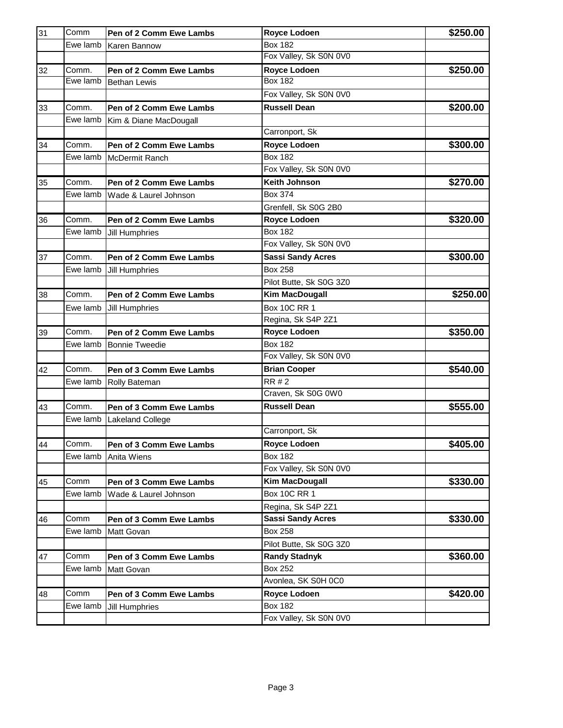| | | | | |
|---|---|---|---|---|
| 31 | Comm | **Pen of 2 Comm Ewe Lambs** | **Royce Lodoen** | **$250.00** |
| | Ewe lamb | Karen Bannow | Box 182 | |
| | | | Fox Valley, Sk S0N 0V0 | |
| 32 | Comm. | **Pen of 2 Comm Ewe Lambs** | **Royce Lodoen** | **$250.00** |
| | Ewe lamb | Bethan Lewis | Box 182 | |
| | | | Fox Valley, Sk S0N 0V0 | |
| 33 | Comm. | **Pen of 2 Comm Ewe Lambs** | **Russell Dean** | **$200.00** |
| | Ewe lamb | Kim & Diane MacDougall | | |
| | | | Carronport, Sk | |
| 34 | Comm. | **Pen of 2 Comm Ewe Lambs** | **Royce Lodoen** | **$300.00** |
| | Ewe lamb | McDermit Ranch | Box 182 | |
| | | | Fox Valley, Sk S0N 0V0 | |
| 35 | Comm. | **Pen of 2 Comm Ewe Lambs** | **Keith Johnson** | **$270.00** |
| | Ewe lamb | Wade & Laurel Johnson | Box 374 | |
| | | | Grenfell, Sk S0G 2B0 | |
| 36 | Comm. | **Pen of 2 Comm Ewe Lambs** | **Royce Lodoen** | **$320.00** |
| | Ewe lamb | Jill Humphries | Box 182 | |
| | | | Fox Valley, Sk S0N 0V0 | |
| 37 | Comm. | **Pen of 2 Comm Ewe Lambs** | **Sassi Sandy Acres** | **$300.00** |
| | Ewe lamb | Jill Humphries | Box 258 | |
| | | | Pilot Butte, Sk S0G 3Z0 | |
| 38 | Comm. | **Pen of 2 Comm Ewe Lambs** | **Kim MacDougall** | **$250.00** |
| | Ewe lamb | Jill Humphries | Box 10C RR 1 | |
| | | | Regina, Sk S4P 2Z1 | |
| 39 | Comm. | **Pen of 2 Comm Ewe Lambs** | **Royce Lodoen** | **$350.00** |
| | Ewe lamb | Bonnie Tweedie | Box 182 | |
| | | | Fox Valley, Sk S0N 0V0 | |
| 42 | Comm. | **Pen of 3 Comm Ewe Lambs** | **Brian Cooper** | **$540.00** |
| | Ewe lamb | Rolly Bateman | RR # 2 | |
| | | | Craven, Sk S0G 0W0 | |
| 43 | Comm. | **Pen of 3 Comm Ewe Lambs** | **Russell Dean** | **$555.00** |
| | Ewe lamb | Lakeland College | | |
| | | | Carronport, Sk | |
| 44 | Comm. | **Pen of 3 Comm Ewe Lambs** | **Royce Lodoen** | **$405.00** |
| | Ewe lamb | Anita Wiens | Box 182 | |
| | | | Fox Valley, Sk S0N 0V0 | |
| 45 | Comm | **Pen of 3 Comm Ewe Lambs** | **Kim MacDougall** | **$330.00** |
| | Ewe lamb | Wade & Laurel Johnson | Box 10C RR 1 | |
| | | | Regina, Sk S4P 2Z1 | |
| 46 | Comm | **Pen of 3 Comm Ewe Lambs** | **Sassi Sandy Acres** | **$330.00** |
| | Ewe lamb | Matt Govan | Box 258 | |
| | | | Pilot Butte, Sk S0G 3Z0 | |
| 47 | Comm | **Pen of 3 Comm Ewe Lambs** | **Randy Stadnyk** | **$360.00** |
| | Ewe lamb | Matt Govan | Box 252 | |
| | | | Avonlea, SK S0H 0C0 | |
| 48 | Comm | **Pen of 3 Comm Ewe Lambs** | **Royce Lodoen** | **$420.00** |
| | Ewe lamb | Jill Humphries | Box 182 | |
| | | | Fox Valley, Sk S0N 0V0 | |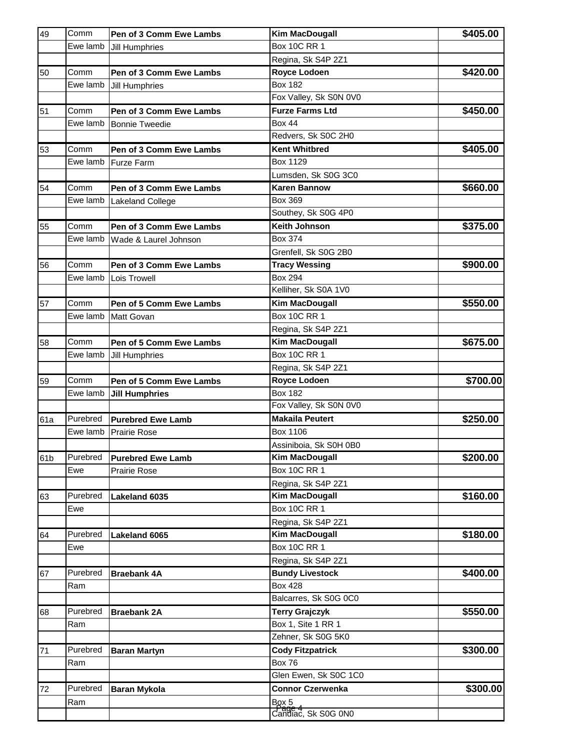| | | | | |
|---|---|---|---|---|
| 49 | Comm | **Pen of 3 Comm Ewe Lambs** | **Kim MacDougall** | **$405.00** |
| | Ewe lamb | Jill Humphries | Box 10C RR 1 | |
| | | | Regina, Sk S4P 2Z1 | |
| 50 | Comm | **Pen of 3 Comm Ewe Lambs** | **Royce Lodoen** | **$420.00** |
| | Ewe lamb | Jill Humphries | Box 182 | |
| | | | Fox Valley, Sk S0N 0V0 | |
| 51 | Comm | **Pen of 3 Comm Ewe Lambs** | **Furze Farms Ltd** | **$450.00** |
| | Ewe lamb | Bonnie Tweedie | Box 44 | |
| | | | Redvers, Sk S0C 2H0 | |
| 53 | Comm | **Pen of 3 Comm Ewe Lambs** | **Kent Whitbred** | **$405.00** |
| | Ewe lamb | Furze Farm | Box 1129 | |
| | | | Lumsden, Sk S0G 3C0 | |
| 54 | Comm | **Pen of 3 Comm Ewe Lambs** | **Karen Bannow** | **$660.00** |
| | Ewe lamb | Lakeland College | Box 369 | |
| | | | Southey, Sk S0G 4P0 | |
| 55 | Comm | **Pen of 3 Comm Ewe Lambs** | **Keith Johnson** | **$375.00** |
| | Ewe lamb | Wade & Laurel Johnson | Box 374 | |
| | | | Grenfell, Sk S0G 2B0 | |
| 56 | Comm | **Pen of 3 Comm Ewe Lambs** | **Tracy Wessing** | **$900.00** |
| | Ewe lamb | Lois Trowell | Box 294 | |
| | | | Kelliher, Sk S0A 1V0 | |
| 57 | Comm | **Pen of 5 Comm Ewe Lambs** | **Kim MacDougall** | **$550.00** |
| | Ewe lamb | Matt Govan | Box 10C RR 1 | |
| | | | Regina, Sk S4P 2Z1 | |
| 58 | Comm | **Pen of 5 Comm Ewe Lambs** | **Kim MacDougall** | **$675.00** |
| | Ewe lamb | Jill Humphries | Box 10C RR 1 | |
| | | | Regina, Sk S4P 2Z1 | |
| 59 | Comm | **Pen of 5 Comm Ewe Lambs** | **Royce Lodoen** | **$700.00** |
| | Ewe lamb | **Jill Humphries** | Box 182 | |
| | | | Fox Valley, Sk S0N 0V0 | |
| 61a | Purebred | **Purebred Ewe Lamb** | **Makaila Peutert** | **$250.00** |
| | Ewe lamb | Prairie Rose | Box 1106 | |
| | | | Assiniboia, Sk S0H 0B0 | |
| 61b | Purebred | **Purebred Ewe Lamb** | **Kim MacDougall** | **$200.00** |
| | Ewe | Prairie Rose | Box 10C RR 1 | |
| | | | Regina, Sk S4P 2Z1 | |
| 63 | Purebred | **Lakeland 6035** | **Kim MacDougall** | **$160.00** |
| | Ewe | | Box 10C RR 1 | |
| | | | Regina, Sk S4P 2Z1 | |
| 64 | Purebred | **Lakeland 6065** | **Kim MacDougall** | **$180.00** |
| | Ewe | | Box 10C RR 1 | |
| | | | Regina, Sk S4P 2Z1 | |
| 67 | Purebred | **Braebank 4A** | **Bundy Livestock** | **$400.00** |
| | Ram | | Box 428 | |
| | | | Balcarres, Sk S0G 0C0 | |
| 68 | Purebred | **Braebank 2A** | **Terry Grajczyk** | **$550.00** |
| | Ram | | Box 1, Site 1 RR 1 | |
| | | | Zehner, Sk S0G 5K0 | |
| 71 | Purebred | **Baran Martyn** | **Cody Fitzpatrick** | **$300.00** |
| | Ram | | Box 76 | |
| | | | Glen Ewen, Sk S0C 1C0 | |
| 72 | Purebred | **Baran Mykola** | **Connor Czerwenka** | **$300.00** |
| | Ram | | Box 5 | |
| | | | Candiac, Sk S0G 0N0 | |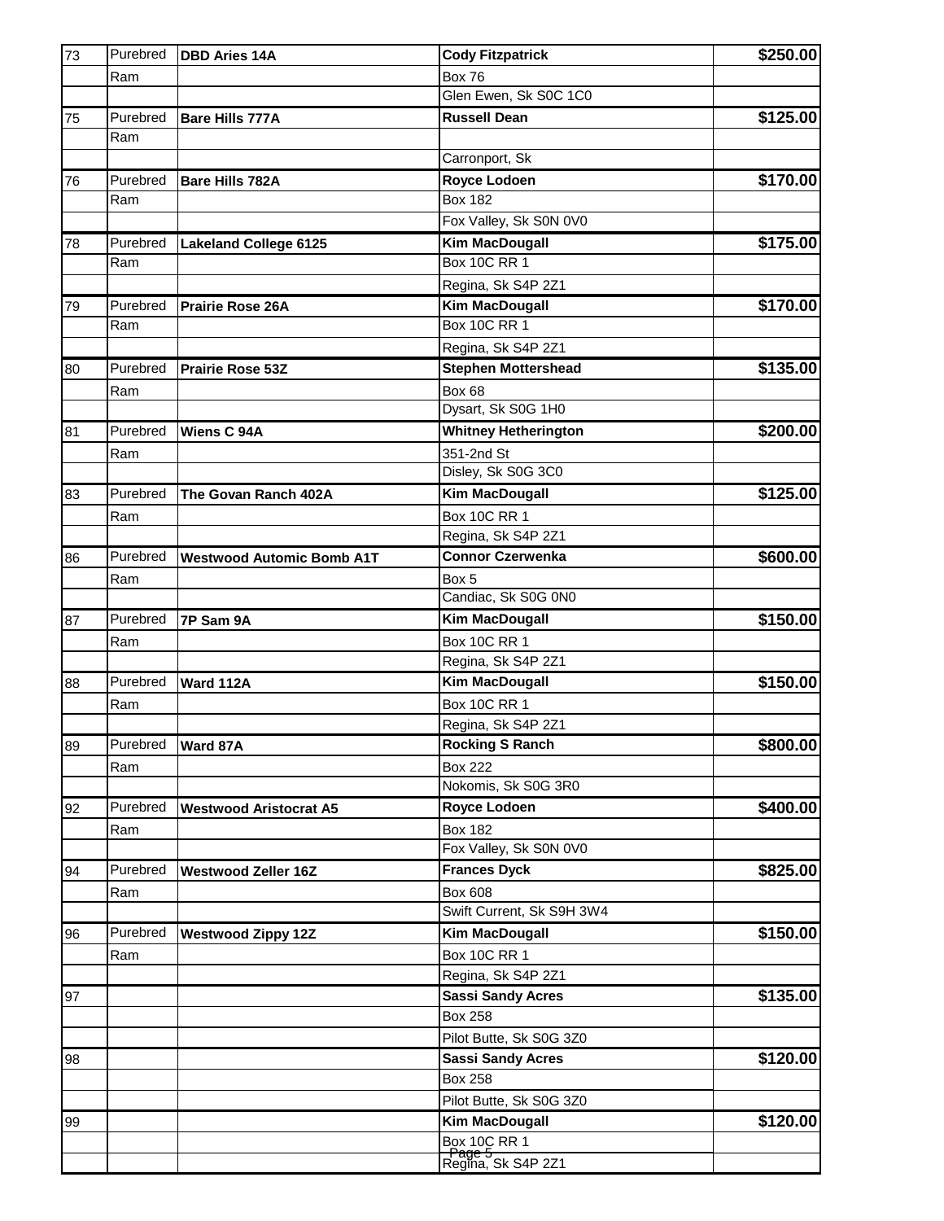| | | | | |
|---|---|---|---|---|
| 73 | Purebred | **DBD Aries 14A** | **Cody Fitzpatrick** | **$250.00** |
| | Ram | | Box 76 | |
| | | | Glen Ewen, Sk S0C 1C0 | |
| 75 | Purebred | **Bare Hills 777A** | **Russell Dean** | **$125.00** |
| | Ram | | | |
| | | | Carronport, Sk | |
| 76 | Purebred | **Bare Hills 782A** | **Royce Lodoen** | **$170.00** |
| | Ram | | Box 182 | |
| | | | Fox Valley, Sk S0N 0V0 | |
| 78 | Purebred | **Lakeland College 6125** | **Kim MacDougall** | **$175.00** |
| | Ram | | Box 10C RR 1 | |
| | | | Regina, Sk S4P 2Z1 | |
| 79 | Purebred | **Prairie Rose 26A** | **Kim MacDougall** | **$170.00** |
| | Ram | | Box 10C RR 1 | |
| | | | Regina, Sk S4P 2Z1 | |
| 80 | Purebred | **Prairie Rose 53Z** | **Stephen Mottershead** | **$135.00** |
| | Ram | | Box 68 | |
| | | | Dysart, Sk S0G 1H0 | |
| 81 | Purebred | **Wiens C 94A** | **Whitney Hetherington** | **$200.00** |
| | Ram | | 351-2nd St | |
| | | | Disley, Sk S0G 3C0 | |
| 83 | Purebred | **The Govan Ranch 402A** | **Kim MacDougall** | **$125.00** |
| | Ram | | Box 10C RR 1 | |
| | | | Regina, Sk S4P 2Z1 | |
| 86 | Purebred | **Westwood Automic Bomb A1T** | **Connor Czerwenka** | **$600.00** |
| | Ram | | Box 5 | |
| | | | Candiac, Sk S0G 0N0 | |
| 87 | Purebred | **7P Sam 9A** | **Kim MacDougall** | **$150.00** |
| | Ram | | Box 10C RR 1 | |
| | | | Regina, Sk S4P 2Z1 | |
| 88 | Purebred | **Ward 112A** | **Kim MacDougall** | **$150.00** |
| | Ram | | Box 10C RR 1 | |
| | | | Regina, Sk S4P 2Z1 | |
| 89 | Purebred | **Ward 87A** | **Rocking S Ranch** | **$800.00** |
| | Ram | | Box 222 | |
| | | | Nokomis, Sk S0G 3R0 | |
| 92 | Purebred | **Westwood Aristocrat A5** | **Royce Lodoen** | **$400.00** |
| | Ram | | Box 182 | |
| | | | Fox Valley, Sk S0N 0V0 | |
| 94 | Purebred | **Westwood Zeller 16Z** | **Frances Dyck** | **$825.00** |
| | Ram | | Box 608 | |
| | | | Swift Current, Sk S9H 3W4 | |
| 96 | Purebred | **Westwood Zippy 12Z** | **Kim MacDougall** | **$150.00** |
| | Ram | | Box 10C RR 1 | |
| | | | Regina, Sk S4P 2Z1 | |
| 97 | | | **Sassi Sandy Acres** | **$135.00** |
| | | | Box 258 | |
| | | | Pilot Butte, Sk S0G 3Z0 | |
| 98 | | | **Sassi Sandy Acres** | **$120.00** |
| | | | Box 258 | |
| | | | Pilot Butte, Sk S0G 3Z0 | |
| 99 | | | **Kim MacDougall** | **$120.00** |
| | | | Box 10C RR 1 | |
| | | | Regina, Sk S4P 2Z1 | |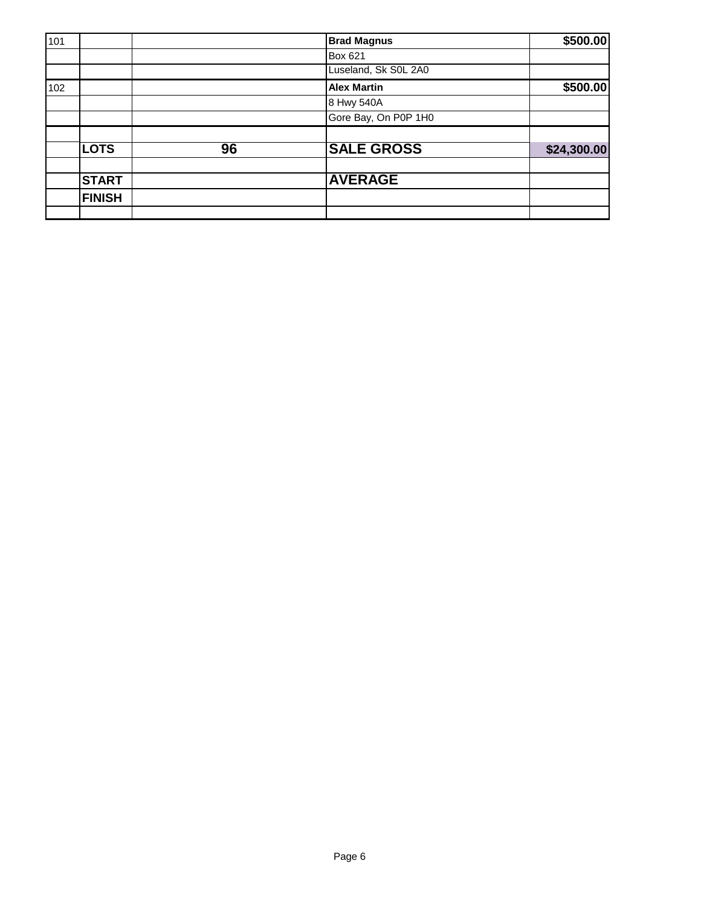| | | | | |
|---|---|---|---|---|
| 101 | | | **Brad Magnus** | **$500.00** |
| | | | Box 621 | |
| | | | Luseland, Sk S0L 2A0 | |
| 102 | | | **Alex Martin** | **$500.00** |
| | | | 8 Hwy 540A | |
| | | | Gore Bay, On P0P 1H0 | |
| | | | | |
| | **LOTS** | **96** | **SALE GROSS** | **$24,300.00** |
| | | | | |
| | **START** | | **AVERAGE** | |
| | **FINISH** | | | |
| | | | | |